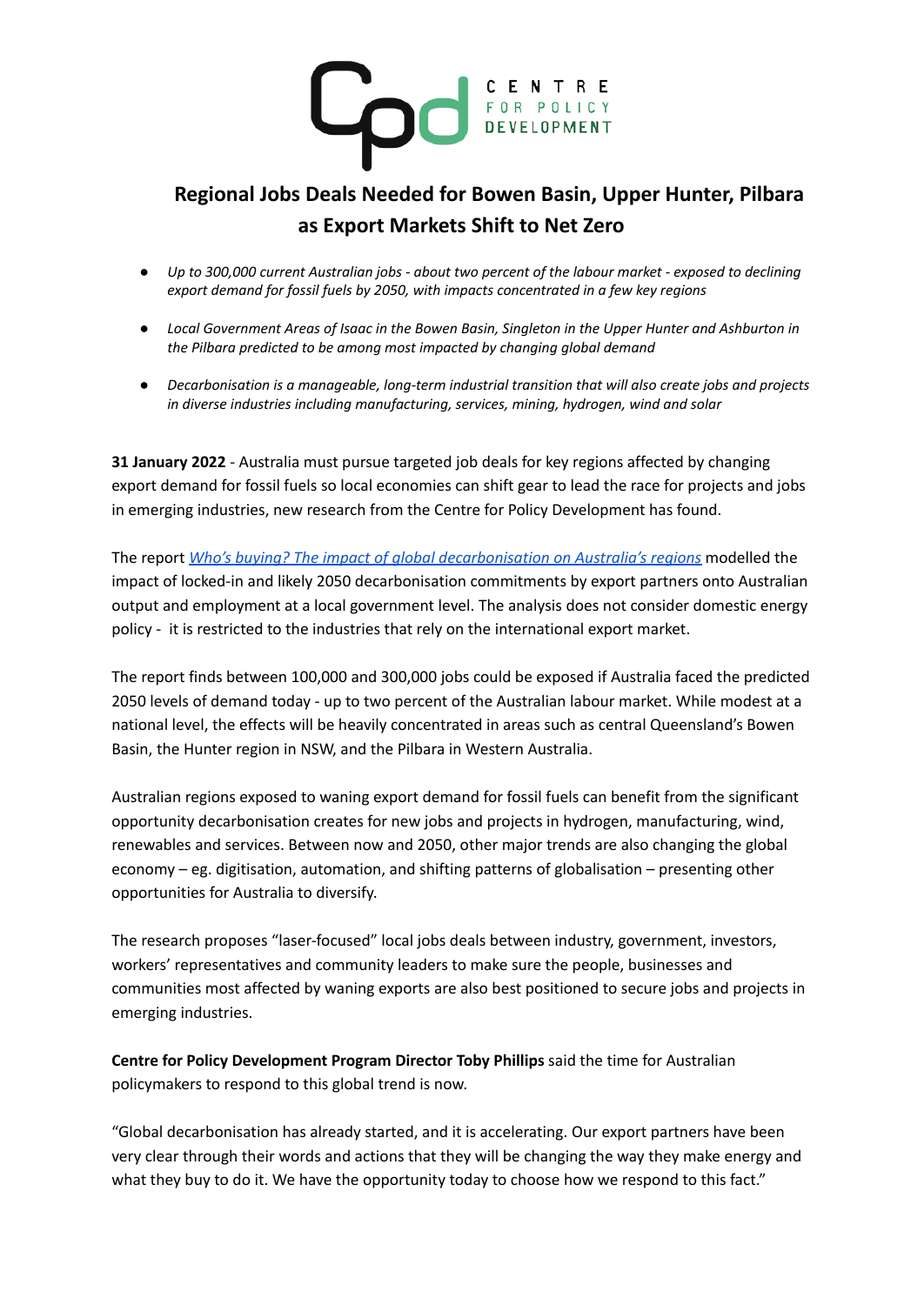CENTRE FOR POLICY DEVELOPMENT

# Regional Jobs Deals Needed for Bowen Basin, Upper Hunter, Pilbara as Export Markets Shift to Net Zero

- *Up to 300,000 current Australian jobs - about two percent of the labour market - exposed to declining export demand for fossil fuels by 2050, with impacts concentrated in a few key regions*
- *Local Government Areas of Isaac in the Bowen Basin, Singleton in the Upper Hunter and Ashburton in the Pilbara predicted to be among most impacted by changing global demand*
- *Decarbonisation is a manageable, long-term industrial transition that will also create jobs and projects in diverse industries including manufacturing, services, mining, hydrogen, wind and solar*

**31 January 2022** - Australia must pursue targeted job deals for key regions affected by changing export demand for fossil fuels so local economies can shift gear to lead the race for projects and jobs in emerging industries, new research from the Centre for Policy Development has found.

The report *Who's buying? The impact of global decarbonisation on Australia's regions* modelled the impact of locked-in and likely 2050 decarbonisation commitments by export partners onto Australian output and employment at a local government level. The analysis does not consider domestic energy policy - it is restricted to the industries that rely on the international export market.

The report finds between 100,000 and 300,000 jobs could be exposed if Australia faced the predicted 2050 levels of demand today - up to two percent of the Australian labour market. While modest at a national level, the effects will be heavily concentrated in areas such as central Queensland's Bowen Basin, the Hunter region in NSW, and the Pilbara in Western Australia.

Australian regions exposed to waning export demand for fossil fuels can benefit from the significant opportunity decarbonisation creates for new jobs and projects in hydrogen, manufacturing, wind, renewables and services. Between now and 2050, other major trends are also changing the global economy – eg. digitisation, automation, and shifting patterns of globalisation – presenting other opportunities for Australia to diversify.

The research proposes "laser-focused" local jobs deals between industry, government, investors, workers' representatives and community leaders to make sure the people, businesses and communities most affected by waning exports are also best positioned to secure jobs and projects in emerging industries.

**Centre for Policy Development Program Director Toby Phillips** said the time for Australian policymakers to respond to this global trend is now.

"Global decarbonisation has already started, and it is accelerating. Our export partners have been very clear through their words and actions that they will be changing the way they make energy and what they buy to do it. We have the opportunity today to choose how we respond to this fact."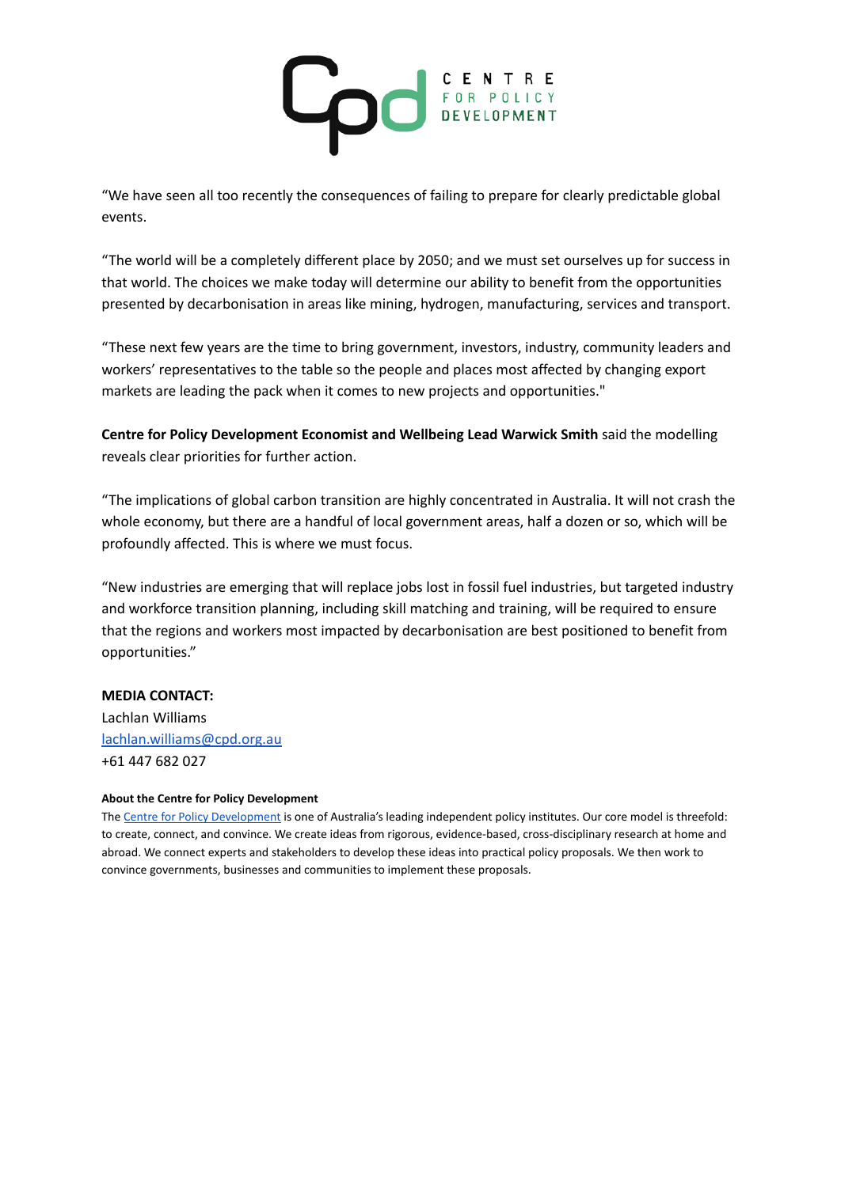"We have seen all too recently the consequences of failing to prepare for clearly predictable global events.

"The world will be a completely different place by 2050; and we must set ourselves up for success in that world. The choices we make today will determine our ability to benefit from the opportunities presented by decarbonisation in areas like mining, hydrogen, manufacturing, services and transport.

"These next few years are the time to bring government, investors, industry, community leaders and workers' representatives to the table so the people and places most affected by changing export markets are leading the pack when it comes to new projects and opportunities."

**Centre for Policy Development Economist and Wellbeing Lead Warwick Smith** said the modelling reveals clear priorities for further action.

"The implications of global carbon transition are highly concentrated in Australia. It will not crash the whole economy, but there are a handful of local government areas, half a dozen or so, which will be profoundly affected. This is where we must focus.

"New industries are emerging that will replace jobs lost in fossil fuel industries, but targeted industry and workforce transition planning, including skill matching and training, will be required to ensure that the regions and workers most impacted by decarbonisation are best positioned to benefit from opportunities."

**MEDIA CONTACT:**
Lachlan Williams
lachlan.williams@cpd.org.au
+61 447 682 027

**About the Centre for Policy Development**

The Centre for Policy Development is one of Australia's leading independent policy institutes. Our core model is threefold: to create, connect, and convince. We create ideas from rigorous, evidence-based, cross-disciplinary research at home and abroad. We connect experts and stakeholders to develop these ideas into practical policy proposals. We then work to convince governments, businesses and communities to implement these proposals.